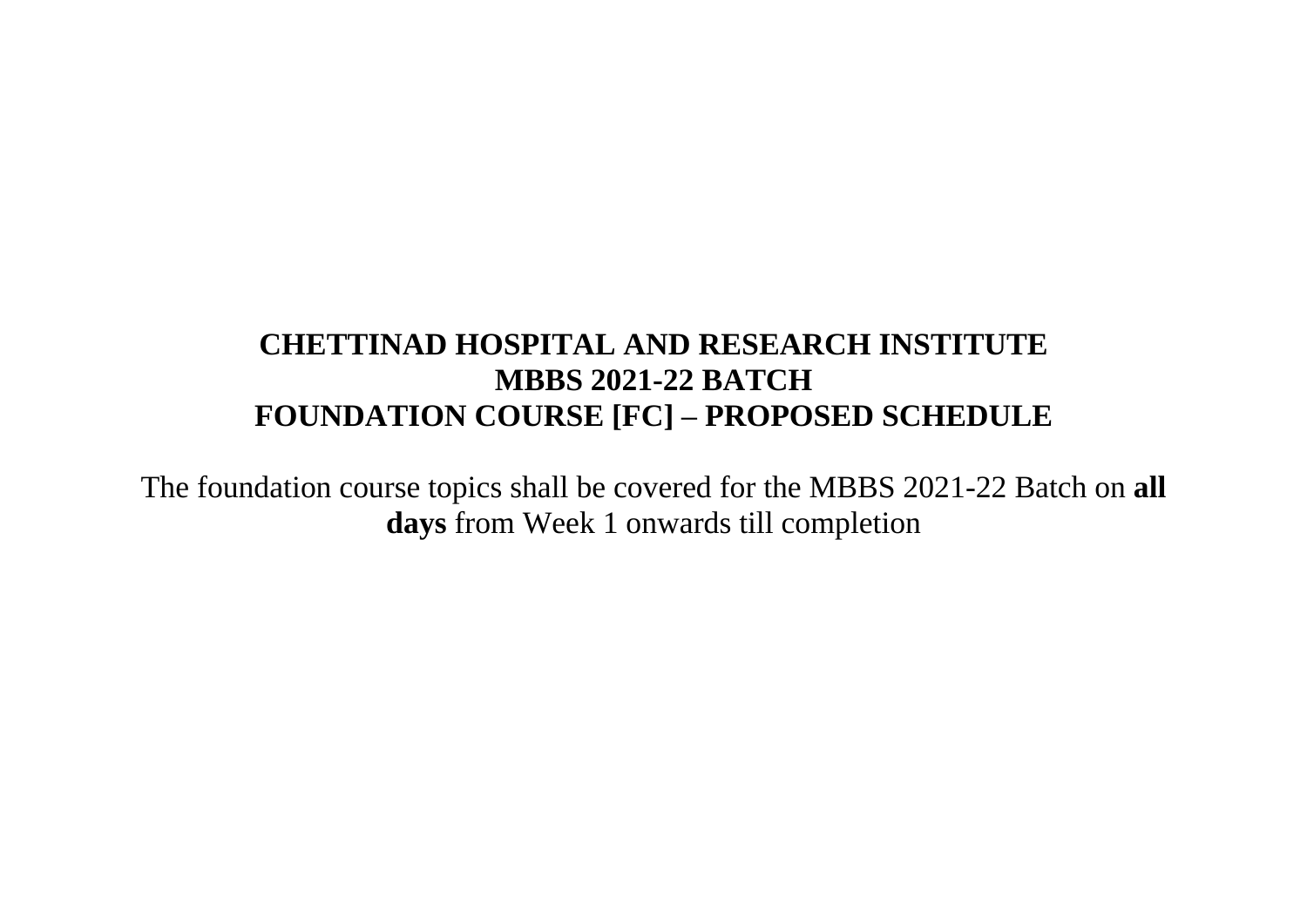# CHETTINAD HOSPITAL AND RESEARCH INSTITUTE
# MBBS 2021-22 BATCH
# FOUNDATION COURSE [FC] – PROPOSED SCHEDULE

The foundation course topics shall be covered for the MBBS 2021-22 Batch on **all days** from Week 1 onwards till completion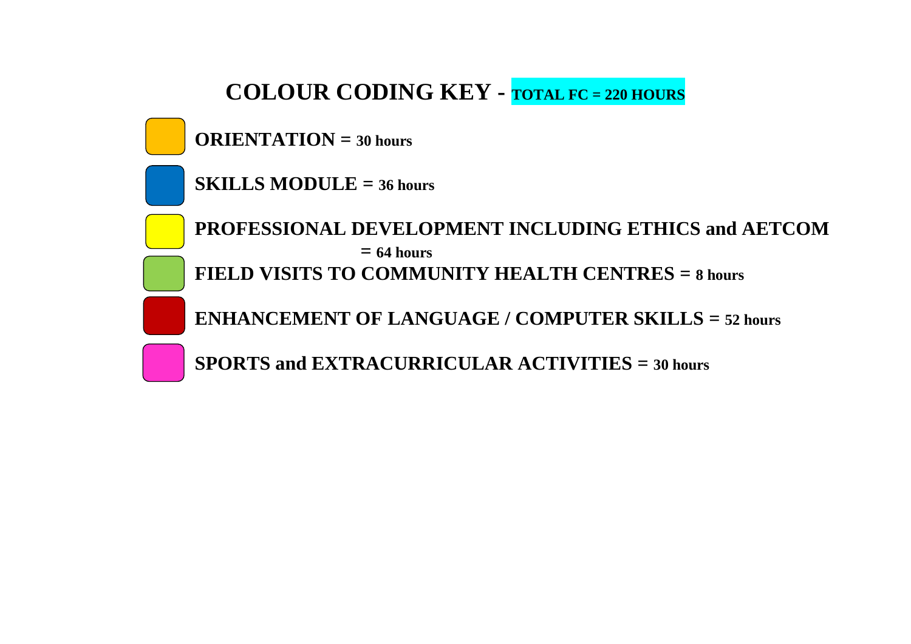# COLOUR CODING KEY - TOTAL FC = 220 HOURS

**ORIENTATION = 30 hours**

**SKILLS MODULE = 36 hours**

**PROFESSIONAL DEVELOPMENT INCLUDING ETHICS and AETCOM = 64 hours**

**FIELD VISITS TO COMMUNITY HEALTH CENTRES = 8 hours**

**ENHANCEMENT OF LANGUAGE / COMPUTER SKILLS = 52 hours**

**SPORTS and EXTRACURRICULAR ACTIVITIES = 30 hours**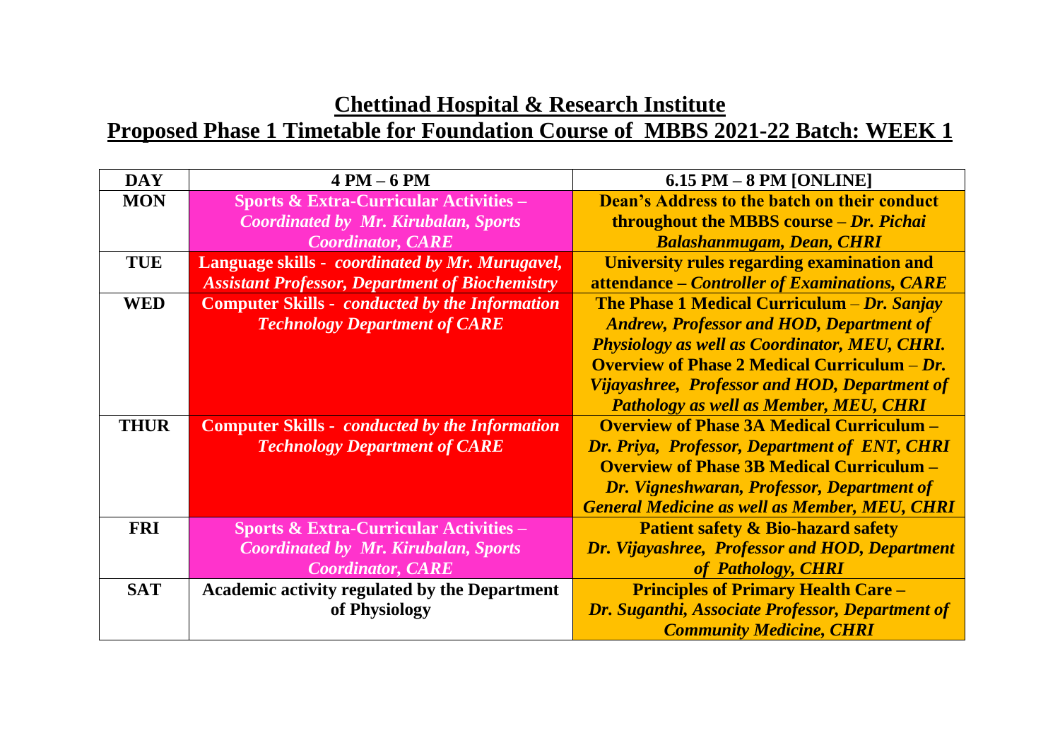# Chettinad Hospital & Research Institute

## Proposed Phase 1 Timetable for Foundation Course of MBBS 2021-22 Batch: WEEK 1

| DAY | 4 PM – 6 PM | 6.15 PM – 8 PM [ONLINE] |
|---|---|---|
| **MON** | **Sports & Extra-Curricular Activities –** ***Coordinated by Mr. Kirubalan, Sports Coordinator, CARE*** | **Dean's Address to the batch on their conduct throughout the MBBS course –** ***Dr. Pichai Balashanmugam, Dean, CHRI*** |
| **TUE** | **Language skills -** ***coordinated by Mr. Murugavel, Assistant Professor, Department of Biochemistry*** | **University rules regarding examination and attendance –** ***Controller of Examinations, CARE*** |
| **WED** | **Computer Skills -** ***conducted by the Information Technology Department of CARE*** | **The Phase 1 Medical Curriculum –** ***Dr. Sanjay Andrew, Professor and HOD, Department of Physiology as well as Coordinator, MEU, CHRI.*** **Overview of Phase 2 Medical Curriculum –** ***Dr. Vijayashree, Professor and HOD, Department of Pathology as well as Member, MEU, CHRI*** |
| **THUR** | **Computer Skills -** ***conducted by the Information Technology Department of CARE*** | **Overview of Phase 3A Medical Curriculum –** ***Dr. Priya, Professor, Department of ENT, CHRI*** **Overview of Phase 3B Medical Curriculum –** ***Dr. Vigneshwaran, Professor, Department of General Medicine as well as Member, MEU, CHRI*** |
| **FRI** | **Sports & Extra-Curricular Activities –** ***Coordinated by Mr. Kirubalan, Sports Coordinator, CARE*** | **Patient safety & Bio-hazard safety** ***Dr. Vijayashree, Professor and HOD, Department of Pathology, CHRI*** |
| **SAT** | **Academic activity regulated by the Department of Physiology** | **Principles of Primary Health Care –** ***Dr. Suganthi, Associate Professor, Department of Community Medicine, CHRI*** |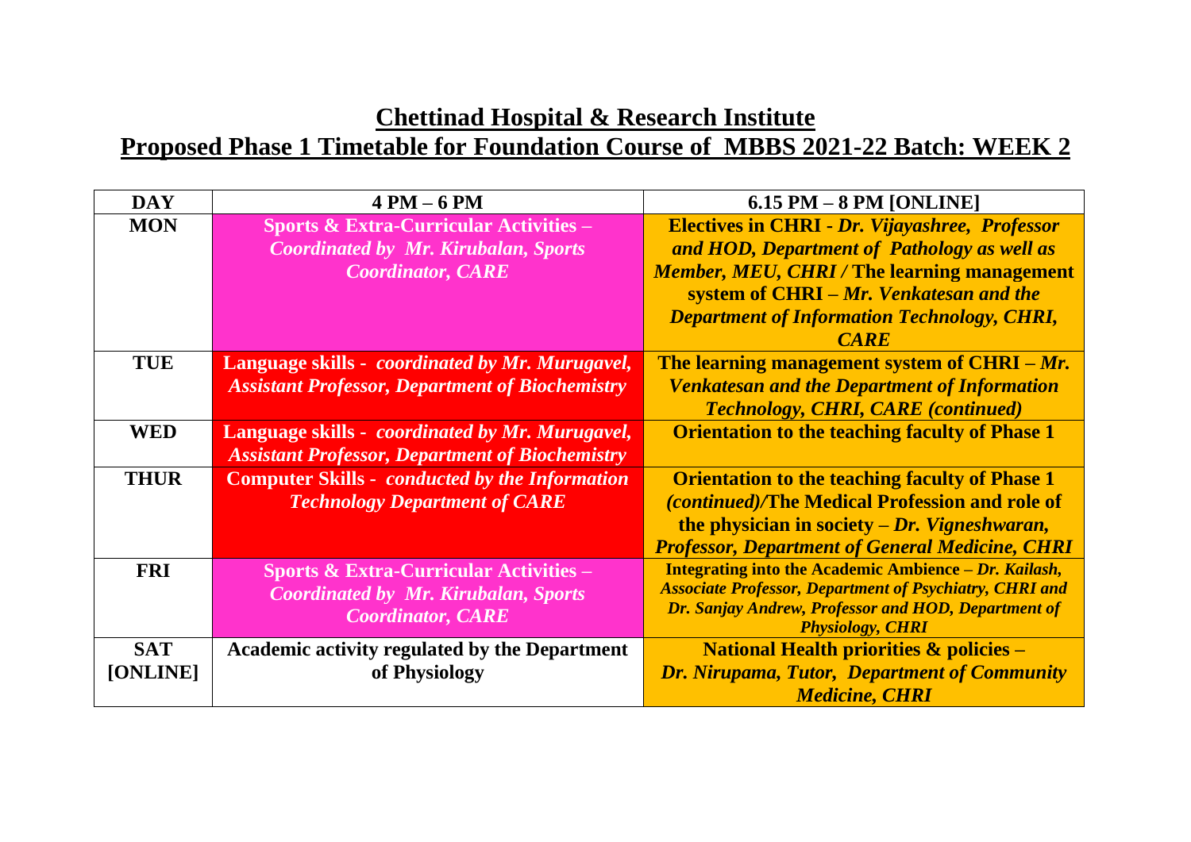## Chettinad Hospital & Research Institute

## Proposed Phase 1 Timetable for Foundation Course of MBBS 2021-22 Batch: WEEK 2

| DAY | 4 PM – 6 PM | 6.15 PM – 8 PM [ONLINE] |
|---|---|---|
| **MON** | **Sports & Extra-Curricular Activities –** ***Coordinated by Mr. Kirubalan, Sports Coordinator, CARE*** | **Electives in CHRI -** ***Dr. Vijayashree, Professor and HOD, Department of Pathology as well as Member, MEU, CHRI /*** **The learning management system of CHRI –** ***Mr. Venkatesan and the Department of Information Technology, CHRI, CARE*** |
| **TUE** | **Language skills -** ***coordinated by Mr. Murugavel, Assistant Professor, Department of Biochemistry*** | **The learning management system of CHRI –** ***Mr. Venkatesan and the Department of Information Technology, CHRI, CARE (continued)*** |
| **WED** | **Language skills -** ***coordinated by Mr. Murugavel, Assistant Professor, Department of Biochemistry*** | **Orientation to the teaching faculty of Phase 1** |
| **THUR** | **Computer Skills -** ***conducted by the Information Technology Department of CARE*** | **Orientation to the teaching faculty of Phase 1** ***(continued)/*****The Medical Profession and role of the physician in society –** ***Dr. Vigneshwaran, Professor, Department of General Medicine, CHRI*** |
| **FRI** | **Sports & Extra-Curricular Activities –** ***Coordinated by Mr. Kirubalan, Sports Coordinator, CARE*** | **Integrating into the Academic Ambience –** ***Dr. Kailash, Associate Professor, Department of Psychiatry, CHRI and Dr. Sanjay Andrew, Professor and HOD, Department of Physiology, CHRI*** |
| **SAT [ONLINE]** | **Academic activity regulated by the Department of Physiology** | **National Health priorities & policies –** ***Dr. Nirupama, Tutor, Department of Community Medicine, CHRI*** |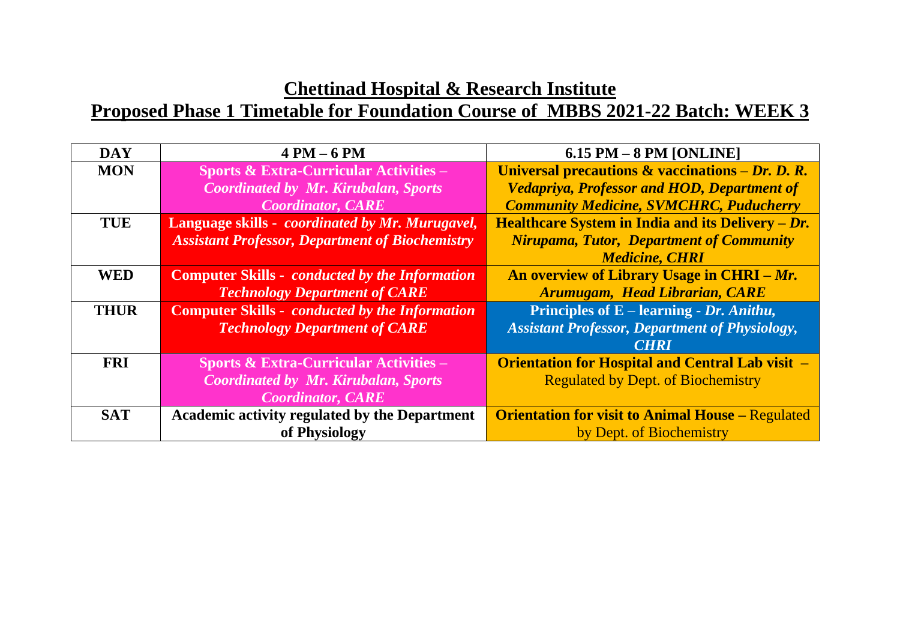## Chettinad Hospital & Research Institute

## Proposed Phase 1 Timetable for Foundation Course of MBBS 2021-22 Batch: WEEK 3

| DAY | 4 PM – 6 PM | 6.15 PM – 8 PM [ONLINE] |
|---|---|---|
| MON | **Sports & Extra-Curricular Activities –** ***Coordinated by Mr. Kirubalan, Sports Coordinator, CARE*** | **Universal precautions & vaccinations –** ***Dr. D. R. Vedapriya, Professor and HOD, Department of Community Medicine, SVMCHRC, Puducherry*** |
| TUE | **Language skills -** ***coordinated by Mr. Murugavel, Assistant Professor, Department of Biochemistry*** | **Healthcare System in India and its Delivery –** ***Dr. Nirupama, Tutor, Department of Community Medicine, CHRI*** |
| WED | **Computer Skills -** ***conducted by the Information Technology Department of CARE*** | **An overview of Library Usage in CHRI –** ***Mr. Arumugam, Head Librarian, CARE*** |
| THUR | **Computer Skills -** ***conducted by the Information Technology Department of CARE*** | **Principles of E – learning -** ***Dr. Anithu, Assistant Professor, Department of Physiology, CHRI*** |
| FRI | **Sports & Extra-Curricular Activities –** ***Coordinated by Mr. Kirubalan, Sports Coordinator, CARE*** | **Orientation for Hospital and Central Lab visit –** Regulated by Dept. of Biochemistry |
| SAT | **Academic activity regulated by the Department of Physiology** | **Orientation for visit to Animal House –** Regulated by Dept. of Biochemistry |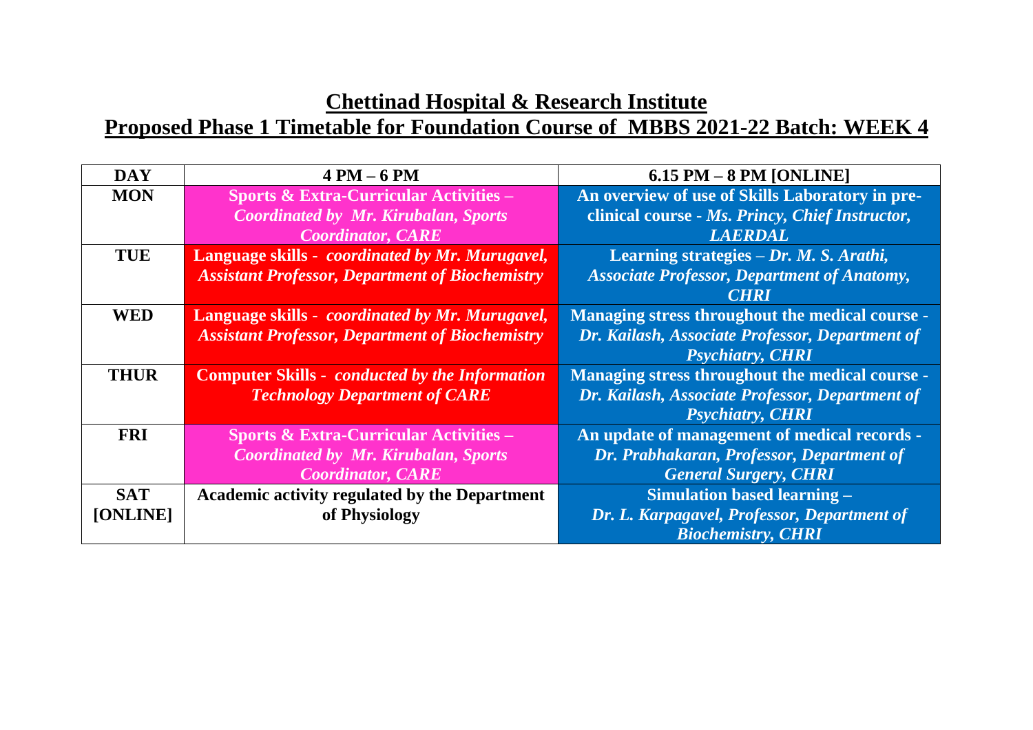## Chettinad Hospital & Research Institute
## Proposed Phase 1 Timetable for Foundation Course of MBBS 2021-22 Batch: WEEK 4

| DAY | 4 PM – 6 PM | 6.15 PM – 8 PM [ONLINE] |
|---|---|---|
| **MON** | **Sports & Extra-Curricular Activities –** ***Coordinated by Mr. Kirubalan, Sports Coordinator, CARE*** | **An overview of use of Skills Laboratory in pre-clinical course -** ***Ms. Princy, Chief Instructor, LAERDAL*** |
| **TUE** | **Language skills -** ***coordinated by Mr. Murugavel, Assistant Professor, Department of Biochemistry*** | **Learning strategies –** ***Dr. M. S. Arathi, Associate Professor, Department of Anatomy, CHRI*** |
| **WED** | **Language skills -** ***coordinated by Mr. Murugavel, Assistant Professor, Department of Biochemistry*** | **Managing stress throughout the medical course -** ***Dr. Kailash, Associate Professor, Department of Psychiatry, CHRI*** |
| **THUR** | **Computer Skills -** ***conducted by the Information Technology Department of CARE*** | **Managing stress throughout the medical course -** ***Dr. Kailash, Associate Professor, Department of Psychiatry, CHRI*** |
| **FRI** | **Sports & Extra-Curricular Activities –** ***Coordinated by Mr. Kirubalan, Sports Coordinator, CARE*** | **An update of management of medical records -** ***Dr. Prabhakaran, Professor, Department of General Surgery, CHRI*** |
| **SAT [ONLINE]** | **Academic activity regulated by the Department of Physiology** | **Simulation based learning –** ***Dr. L. Karpagavel, Professor, Department of Biochemistry, CHRI*** |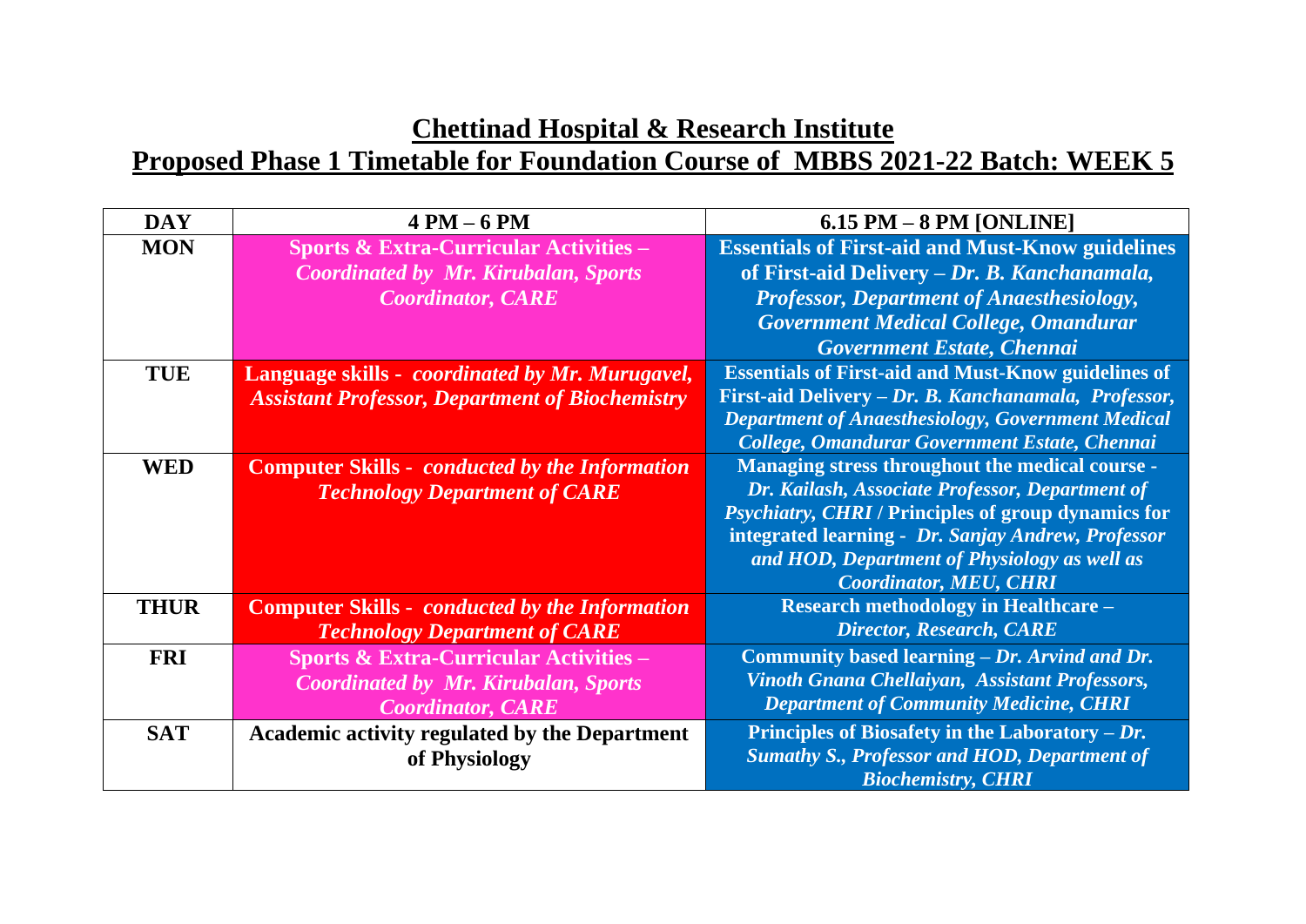## Chettinad Hospital & Research Institute

## Proposed Phase 1 Timetable for Foundation Course of MBBS 2021-22 Batch: WEEK 5

| DAY | 4 PM – 6 PM | 6.15 PM – 8 PM [ONLINE] |
|---|---|---|
| MON | **Sports & Extra-Curricular Activities –** ***Coordinated by Mr. Kirubalan, Sports Coordinator, CARE*** | **Essentials of First-aid and Must-Know guidelines of First-aid Delivery –** ***Dr. B. Kanchanamala, Professor, Department of Anaesthesiology, Government Medical College, Omandurar Government Estate, Chennai*** |
| TUE | **Language skills -** ***coordinated by Mr. Murugavel, Assistant Professor, Department of Biochemistry*** | **Essentials of First-aid and Must-Know guidelines of First-aid Delivery –** ***Dr. B. Kanchanamala, Professor, Department of Anaesthesiology, Government Medical College, Omandurar Government Estate, Chennai*** |
| WED | **Computer Skills -** ***conducted by the Information Technology Department of CARE*** | **Managing stress throughout the medical course -** ***Dr. Kailash, Associate Professor, Department of Psychiatry, CHRI*** **/ Principles of group dynamics for integrated learning -** ***Dr. Sanjay Andrew, Professor and HOD, Department of Physiology as well as Coordinator, MEU, CHRI*** |
| THUR | **Computer Skills -** ***conducted by the Information Technology Department of CARE*** | **Research methodology in Healthcare –** ***Director, Research, CARE*** |
| FRI | **Sports & Extra-Curricular Activities –** ***Coordinated by Mr. Kirubalan, Sports Coordinator, CARE*** | **Community based learning –** ***Dr. Arvind and Dr. Vinoth Gnana Chellaiyan, Assistant Professors, Department of Community Medicine, CHRI*** |
| SAT | **Academic activity regulated by the Department of Physiology** | **Principles of Biosafety in the Laboratory –** ***Dr. Sumathy S., Professor and HOD, Department of Biochemistry, CHRI*** |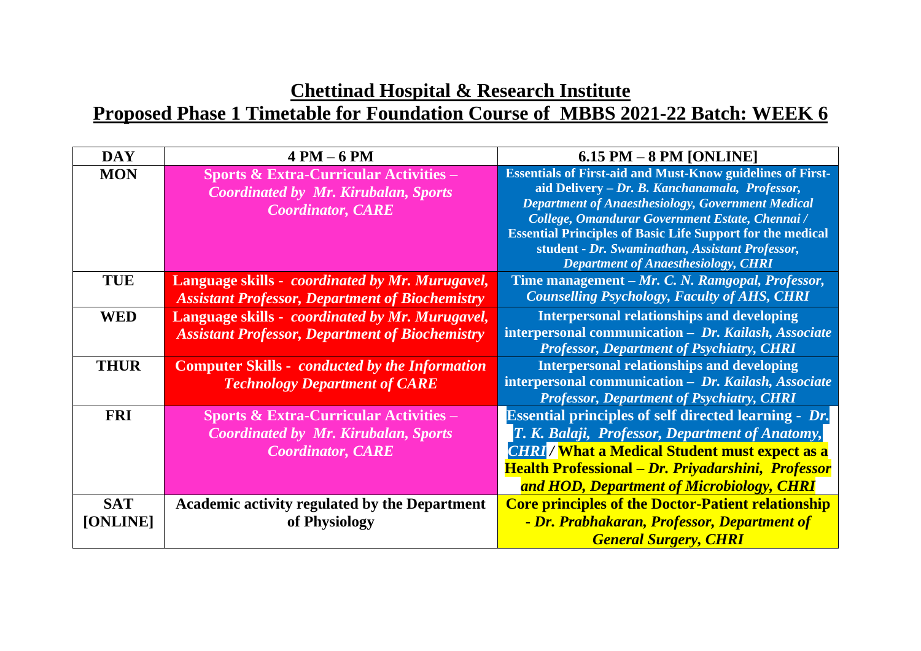## Chettinad Hospital & Research Institute

## Proposed Phase 1 Timetable for Foundation Course of MBBS 2021-22 Batch: WEEK 6

| DAY | 4 PM – 6 PM | 6.15 PM – 8 PM [ONLINE] |
|---|---|---|
| MON | **Sports & Extra-Curricular Activities** – ***Coordinated by Mr. Kirubalan, Sports Coordinator, CARE*** | **Essentials of First-aid and Must-Know guidelines of First-aid Delivery** – ***Dr. B. Kanchanamala, Professor, Department of Anaesthesiology, Government Medical College, Omandurar Government Estate, Chennai /*** **Essential Principles of Basic Life Support for the medical student** - ***Dr. Swaminathan, Assistant Professor, Department of Anaesthesiology, CHRI*** |
| TUE | **Language skills** - ***coordinated by Mr. Murugavel, Assistant Professor, Department of Biochemistry*** | **Time management** – ***Mr. C. N. Ramgopal, Professor, Counselling Psychology, Faculty of AHS, CHRI*** |
| WED | **Language skills** - ***coordinated by Mr. Murugavel, Assistant Professor, Department of Biochemistry*** | **Interpersonal relationships and developing interpersonal communication** – ***Dr. Kailash, Associate Professor, Department of Psychiatry, CHRI*** |
| THUR | **Computer Skills** - ***conducted by the Information Technology Department of CARE*** | **Interpersonal relationships and developing interpersonal communication** – ***Dr. Kailash, Associate Professor, Department of Psychiatry, CHRI*** |
| FRI | **Sports & Extra-Curricular Activities** – ***Coordinated by Mr. Kirubalan, Sports Coordinator, CARE*** | **Essential principles of self directed learning** - ***Dr. T. K. Balaji, Professor, Department of Anatomy, CHRI*** / **What a Medical Student must expect as a Health Professional** – ***Dr. Priyadarshini, Professor and HOD, Department of Microbiology, CHRI*** |
| SAT [ONLINE] | **Academic activity regulated by the Department of Physiology** | **Core principles of the Doctor-Patient relationship** - ***Dr. Prabhakaran, Professor, Department of General Surgery, CHRI*** |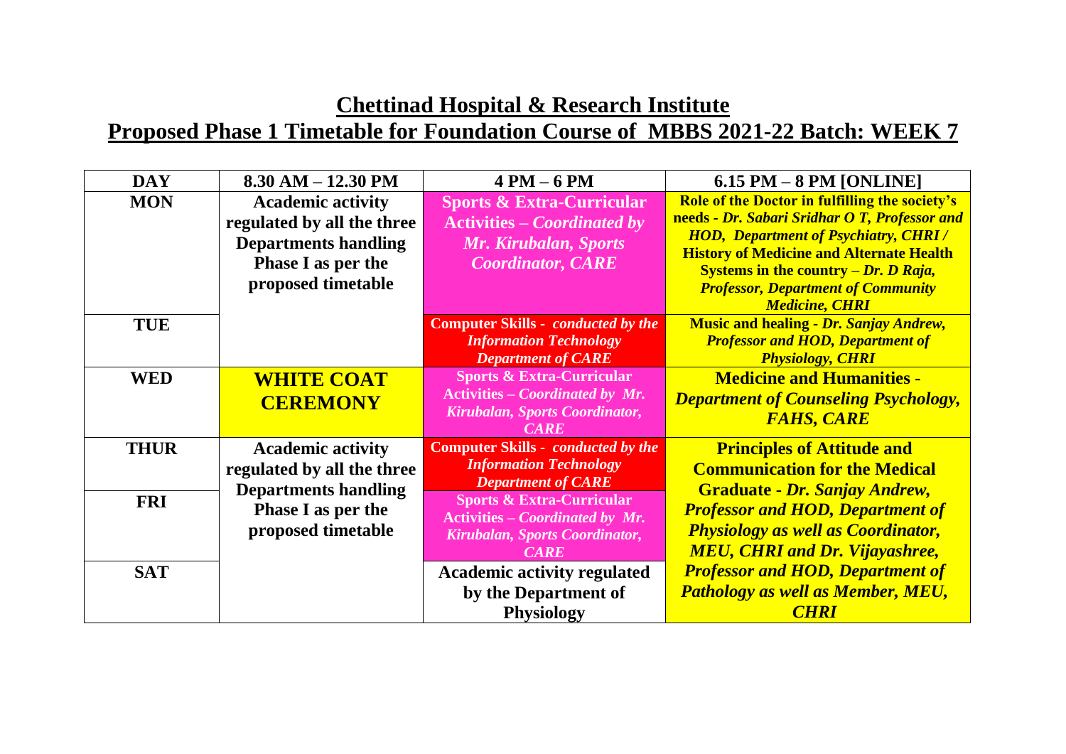## Chettinad Hospital & Research Institute
## Proposed Phase 1 Timetable for Foundation Course of MBBS 2021-22 Batch: WEEK 7

| DAY | 8.30 AM – 12.30 PM | 4 PM – 6 PM | 6.15 PM – 8 PM [ONLINE] |
|---|---|---|---|
| MON | Academic activity regulated by all the three Departments handling Phase I as per the proposed timetable | Sports & Extra-Curricular Activities – *Coordinated by Mr. Kirubalan, Sports Coordinator, CARE* | Role of the Doctor in fulfilling the society's needs - *Dr. Sabari Sridhar O T, Professor and HOD, Department of Psychiatry, CHRI* / History of Medicine and Alternate Health Systems in the country – *Dr. D Raja, Professor, Department of Community Medicine, CHRI* |
| TUE | | Computer Skills - *conducted by the Information Technology Department of CARE* | Music and healing - *Dr. Sanjay Andrew, Professor and HOD, Department of Physiology, CHRI* |
| WED | WHITE COAT CEREMONY | Sports & Extra-Curricular Activities – *Coordinated by Mr. Kirubalan, Sports Coordinator, CARE* | Medicine and Humanities - *Department of Counseling Psychology, FAHS, CARE* |
| THUR | Academic activity regulated by all the three Departments handling Phase I as per the proposed timetable | Computer Skills - *conducted by the Information Technology Department of CARE* | Principles of Attitude and Communication for the Medical Graduate - *Dr. Sanjay Andrew, Professor and HOD, Department of Physiology as well as Coordinator, MEU, CHRI and Dr. Vijayashree, Professor and HOD, Department of Pathology as well as Member, MEU, CHRI* |
| FRI | | Sports & Extra-Curricular Activities – *Coordinated by Mr. Kirubalan, Sports Coordinator, CARE* | |
| SAT | | Academic activity regulated by the Department of Physiology | |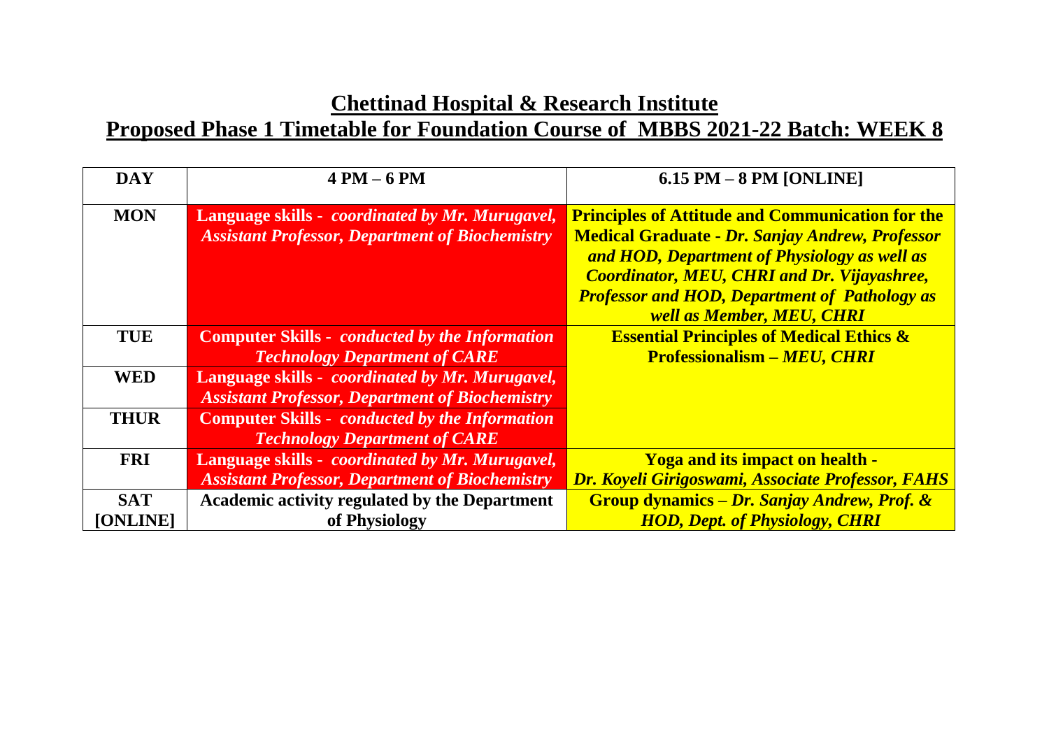# Chettinad Hospital & Research Institute

## Proposed Phase 1 Timetable for Foundation Course of MBBS 2021-22 Batch: WEEK 8

| DAY | 4 PM – 6 PM | 6.15 PM – 8 PM [ONLINE] |
|---|---|---|
| **MON** | **Language skills -** ***coordinated by Mr. Murugavel, Assistant Professor, Department of Biochemistry*** | **Principles of Attitude and Communication for the Medical Graduate -** ***Dr. Sanjay Andrew, Professor and HOD, Department of Physiology as well as Coordinator, MEU, CHRI and Dr. Vijayashree, Professor and HOD, Department of Pathology as well as Member, MEU, CHRI*** |
| **TUE** | **Computer Skills -** ***conducted by the Information Technology Department of CARE*** | **Essential Principles of Medical Ethics & Professionalism –** ***MEU, CHRI*** |
| **WED** | **Language skills -** ***coordinated by Mr. Murugavel, Assistant Professor, Department of Biochemistry*** | |
| **THUR** | **Computer Skills -** ***conducted by the Information Technology Department of CARE*** | |
| **FRI** | **Language skills -** ***coordinated by Mr. Murugavel, Assistant Professor, Department of Biochemistry*** | **Yoga and its impact on health -** ***Dr. Koyeli Girigoswami, Associate Professor, FAHS*** |
| **SAT [ONLINE]** | **Academic activity regulated by the Department of Physiology** | **Group dynamics –** ***Dr. Sanjay Andrew, Prof. & HOD, Dept. of Physiology, CHRI*** |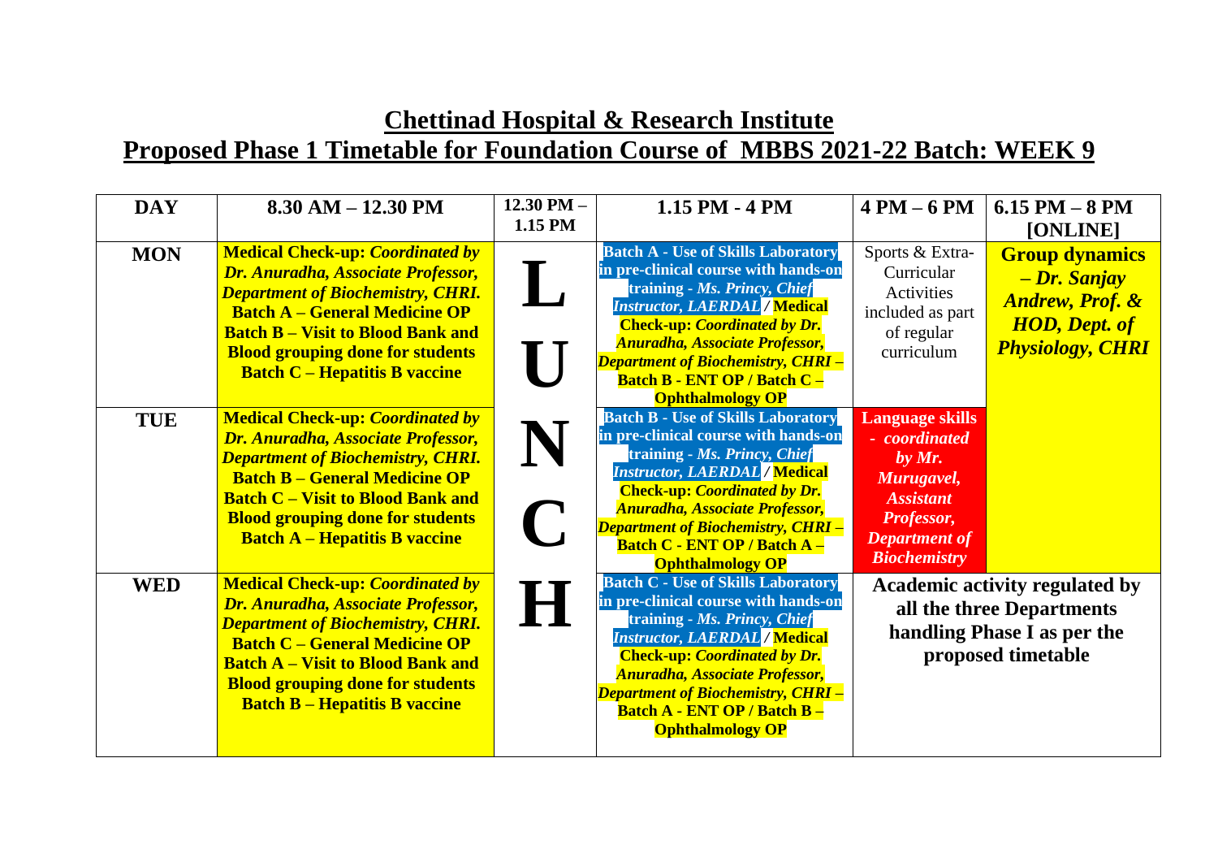# Chettinad Hospital & Research Institute

## Proposed Phase 1 Timetable for Foundation Course of MBBS 2021-22 Batch: WEEK 9

| DAY | 8.30 AM – 12.30 PM | 12.30 PM – 1.15 PM | 1.15 PM - 4 PM | 4 PM – 6 PM | 6.15 PM – 8 PM [ONLINE] |
|---|---|---|---|---|---|
| **MON** | **Medical Check-up: *Coordinated by Dr. Anuradha, Associate Professor, Department of Biochemistry, CHRI.*** **Batch A – General Medicine OP** **Batch B – Visit to Blood Bank and Blood grouping done for students** **Batch C – Hepatitis B vaccine** | **L** | **Batch A - Use of Skills Laboratory in pre-clinical course with hands-on training - *Ms. Princy, Chief Instructor, LAERDAL* / Medical Check-up: *Coordinated by Dr. Anuradha, Associate Professor, Department of Biochemistry, CHRI* – Batch B - ENT OP / Batch C – Ophthalmology OP** | Sports & Extra-Curricular Activities included as part of regular curriculum | **Group dynamics – *Dr. Sanjay Andrew, Prof. & HOD, Dept. of Physiology, CHRI*** |
| **TUE** | **Medical Check-up: *Coordinated by Dr. Anuradha, Associate Professor, Department of Biochemistry, CHRI.*** **Batch B – General Medicine OP** **Batch C – Visit to Blood Bank and Blood grouping done for students** **Batch A – Hepatitis B vaccine** | **U N C** | **Batch B - Use of Skills Laboratory in pre-clinical course with hands-on training - *Ms. Princy, Chief Instructor, LAERDAL* / Medical Check-up: *Coordinated by Dr. Anuradha, Associate Professor, Department of Biochemistry, CHRI* – Batch C - ENT OP / Batch A – Ophthalmology OP** | **Language skills - *coordinated by Mr. Murugavel, Assistant Professor, Department of Biochemistry*** | |
| **WED** | **Medical Check-up: *Coordinated by Dr. Anuradha, Associate Professor, Department of Biochemistry, CHRI.*** **Batch C – General Medicine OP** **Batch A – Visit to Blood Bank and Blood grouping done for students** **Batch B – Hepatitis B vaccine** | **H** | **Batch C - Use of Skills Laboratory in pre-clinical course with hands-on training - *Ms. Princy, Chief Instructor, LAERDAL* / Medical Check-up: *Coordinated by Dr. Anuradha, Associate Professor, Department of Biochemistry, CHRI* – Batch A - ENT OP / Batch B – Ophthalmology OP** | **Academic activity regulated by all the three Departments handling Phase I as per the proposed timetable** | |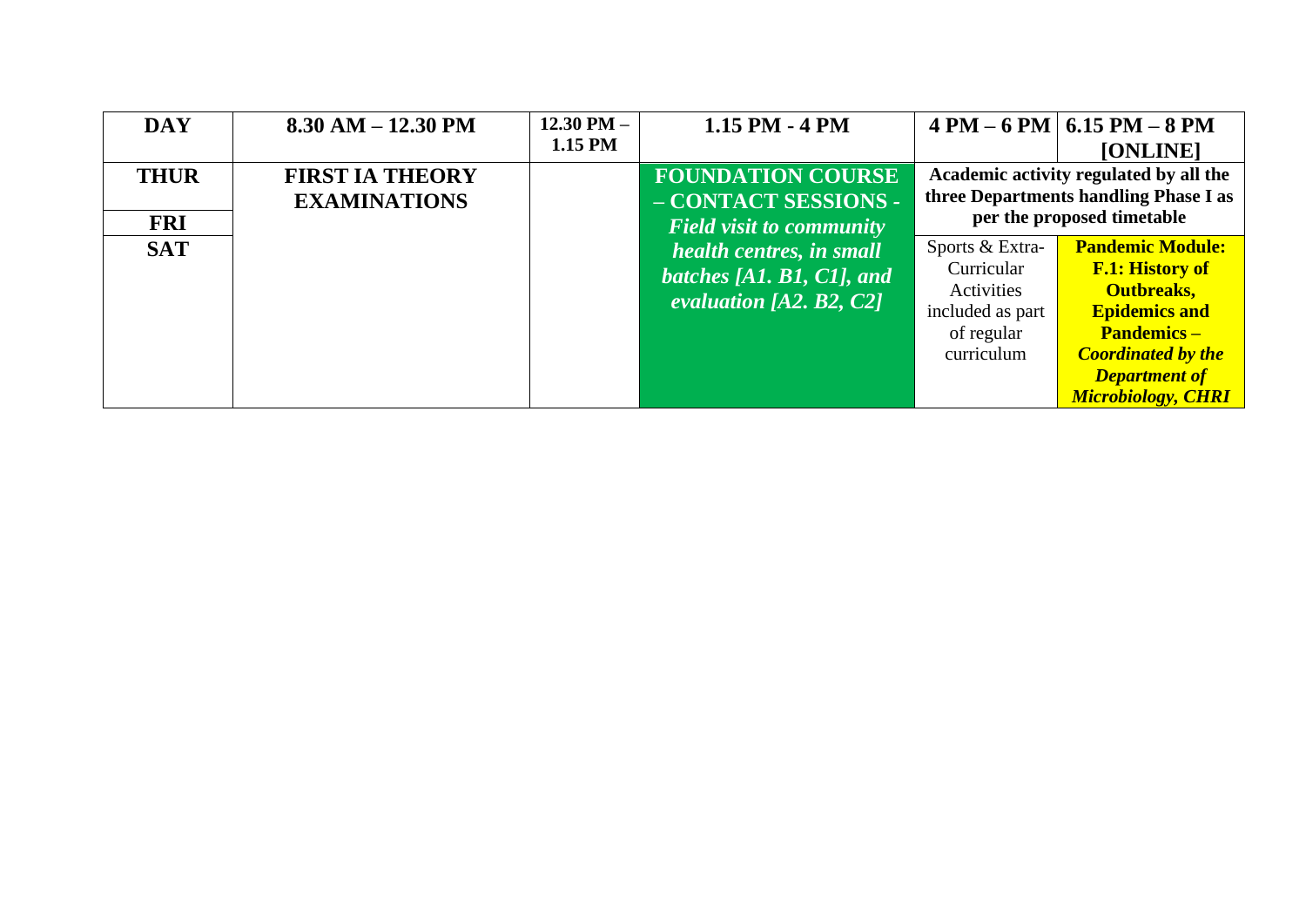| DAY | 8.30 AM – 12.30 PM | 12.30 PM – 1.15 PM | 1.15 PM - 4 PM | 4 PM – 6 PM | 6.15 PM – 8 PM [ONLINE] |
|---|---|---|---|---|---|
| THUR | FIRST IA THEORY EXAMINATIONS | | **FOUNDATION COURSE – CONTACT SESSIONS -** ***Field visit to community health centres, in small batches [A1. B1, C1], and evaluation [A2. B2, C2]*** | **Academic activity regulated by all the three Departments handling Phase I as per the proposed timetable** | |
| FRI | | | | | |
| SAT | | | | Sports & Extra-Curricular Activities included as part of regular curriculum | **Pandemic Module: F.1: History of Outbreaks, Epidemics and Pandemics –** ***Coordinated by the Department of Microbiology, CHRI*** |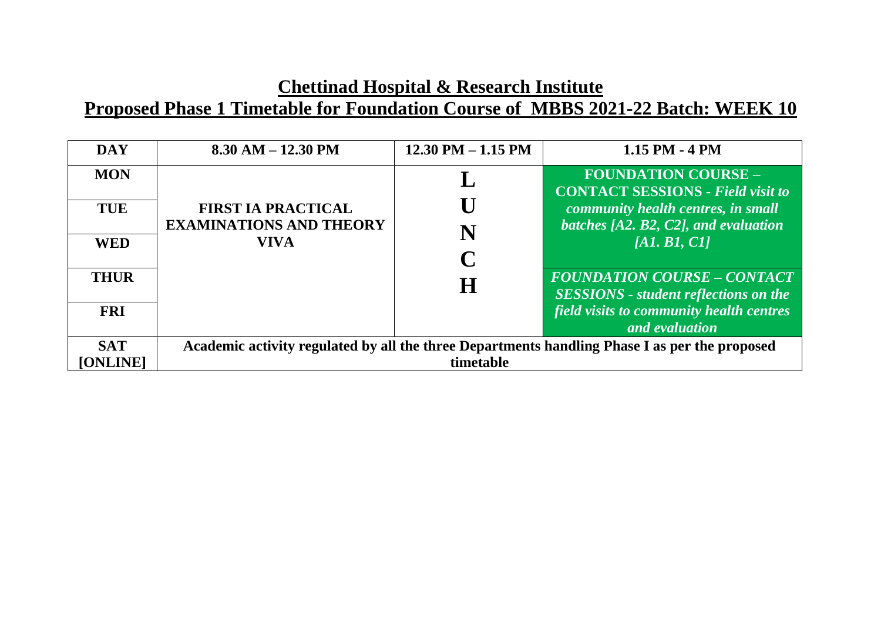## Chettinad Hospital & Research Institute

## Proposed Phase 1 Timetable for Foundation Course of MBBS 2021-22 Batch: WEEK 10

| DAY | 8.30 AM – 12.30 PM | 12.30 PM – 1.15 PM | 1.15 PM - 4 PM |
|---|---|---|---|
| MON | **FIRST IA PRACTICAL EXAMINATIONS AND THEORY VIVA** | **LUNCH** | **FOUNDATION COURSE – CONTACT SESSIONS** - ***Field visit to community health centres, in small batches [A2. B2, C2], and evaluation [A1. B1, C1]*** |
| TUE | | | |
| WED | | | |
| THUR | | | ***FOUNDATION COURSE – CONTACT SESSIONS - student reflections on the field visits to community health centres and evaluation*** |
| FRI | | | |
| SAT [ONLINE] | **Academic activity regulated by all the three Departments handling Phase I as per the proposed timetable** | | |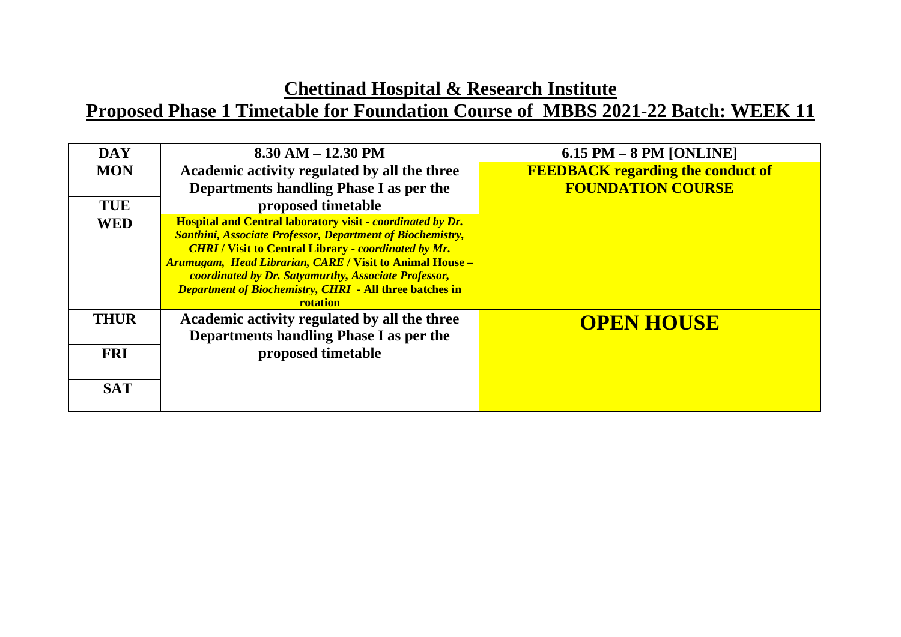# Chettinad Hospital & Research Institute

## Proposed Phase 1 Timetable for Foundation Course of MBBS 2021-22 Batch: WEEK 11

| DAY | 8.30 AM – 12.30 PM | 6.15 PM – 8 PM [ONLINE] |
|---|---|---|
| MON | Academic activity regulated by all the three Departments handling Phase I as per the proposed timetable | FEEDBACK regarding the conduct of FOUNDATION COURSE |
| TUE | | |
| WED | Hospital and Central laboratory visit - *coordinated by Dr. Santhini, Associate Professor, Department of Biochemistry, CHRI* / Visit to Central Library - *coordinated by Mr. Arumugam, Head Librarian, CARE* / Visit to Animal House – *coordinated by Dr. Satyamurthy, Associate Professor, Department of Biochemistry, CHRI* - All three batches in rotation | |
| THUR | Academic activity regulated by all the three Departments handling Phase I as per the proposed timetable | OPEN HOUSE |
| FRI | | |
| SAT | | |